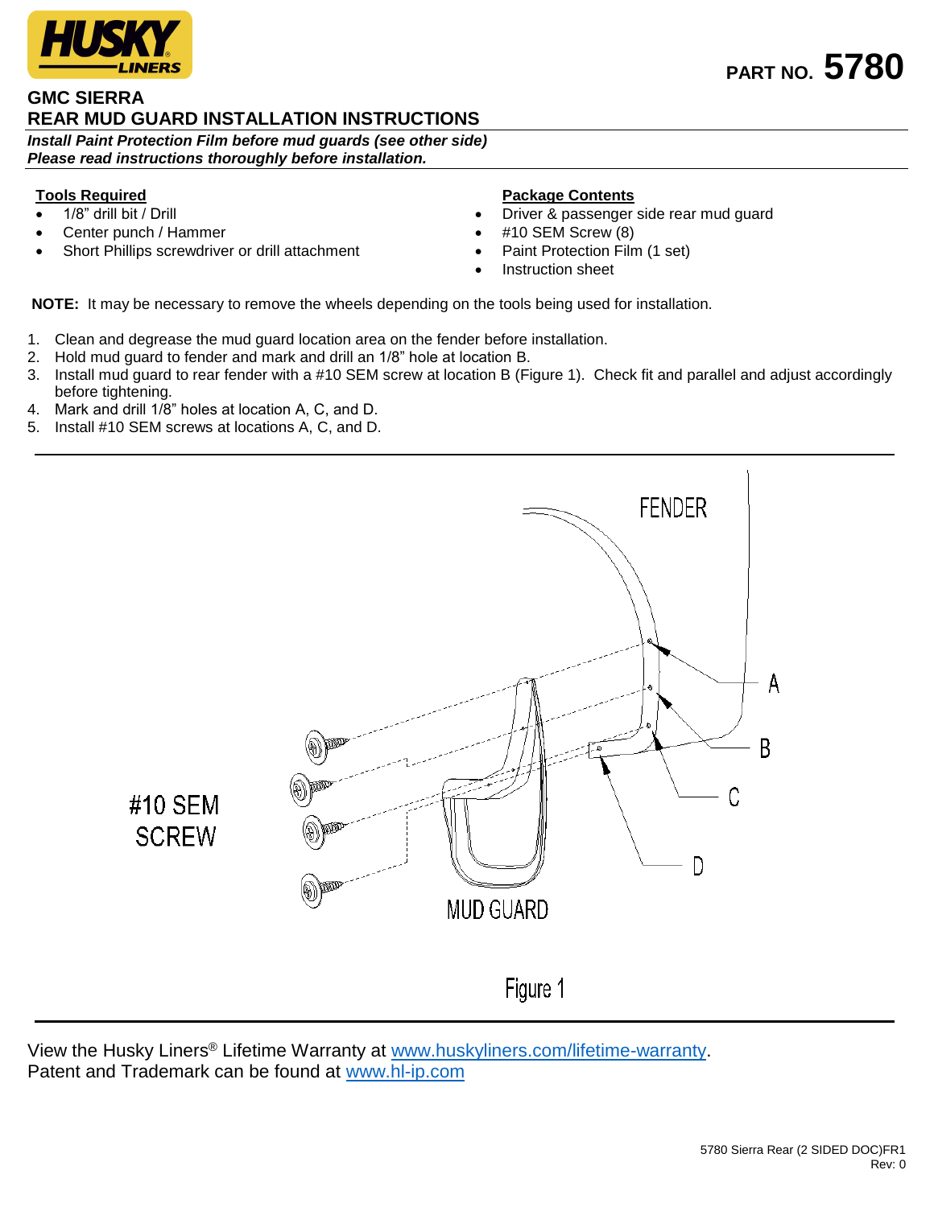HUSKY LINERS

**PART NO. 5780**

## GMC SIERRA
## REAR MUD GUARD INSTALLATION INSTRUCTIONS

***Install Paint Protection Film before mud guards (see other side)***
***Please read instructions thoroughly before installation.***

**Tools Required**

- 1/8" drill bit / Drill
- Center punch / Hammer
- Short Phillips screwdriver or drill attachment

**Package Contents**

- Driver & passenger side rear mud guard
- #10 SEM Screw (8)
- Paint Protection Film (1 set)
- Instruction sheet

**NOTE:** It may be necessary to remove the wheels depending on the tools being used for installation.

1. Clean and degrease the mud guard location area on the fender before installation.
2. Hold mud guard to fender and mark and drill an 1/8" hole at location B.
3. Install mud guard to rear fender with a #10 SEM screw at location B (Figure 1). Check fit and parallel and adjust accordingly before tightening.
4. Mark and drill 1/8" holes at location A, C, and D.
5. Install #10 SEM screws at locations A, C, and D.

FENDER

A

B

C

D

#10 SEM SCREW

MUD GUARD

Figure 1

View the Husky Liners® Lifetime Warranty at www.huskyliners.com/lifetime-warranty.
Patent and Trademark can be found at www.hl-ip.com

5780 Sierra Rear (2 SIDED DOC)FR1
Rev: 0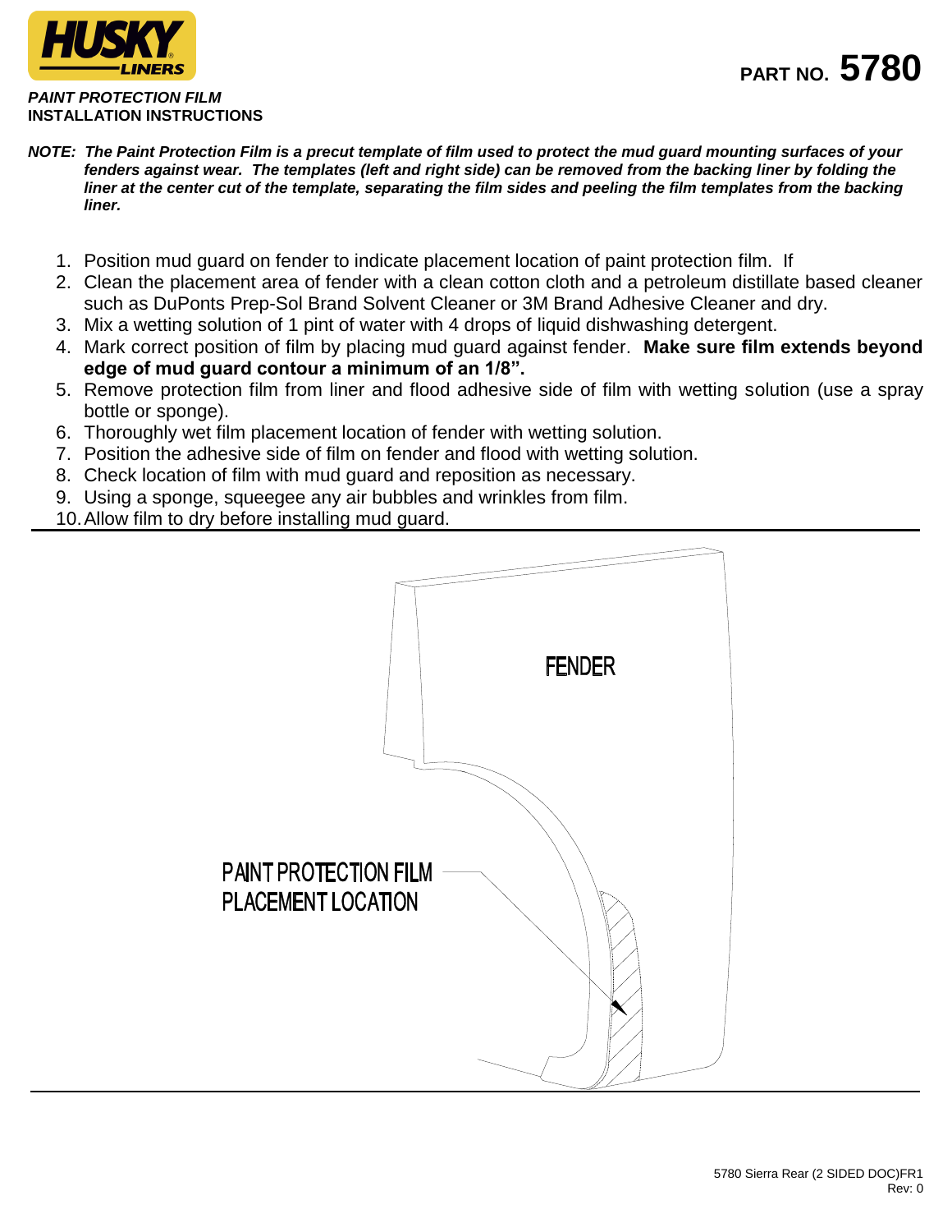**PART NO. 5780**

***PAINT PROTECTION FILM***
**INSTALLATION INSTRUCTIONS**

***NOTE: The Paint Protection Film is a precut template of film used to protect the mud guard mounting surfaces of your fenders against wear. The templates (left and right side) can be removed from the backing liner by folding the liner at the center cut of the template, separating the film sides and peeling the film templates from the backing liner.***

1. Position mud guard on fender to indicate placement location of paint protection film. If
2. Clean the placement area of fender with a clean cotton cloth and a petroleum distillate based cleaner such as DuPonts Prep-Sol Brand Solvent Cleaner or 3M Brand Adhesive Cleaner and dry.
3. Mix a wetting solution of 1 pint of water with 4 drops of liquid dishwashing detergent.
4. Mark correct position of film by placing mud guard against fender. **Make sure film extends beyond edge of mud guard contour a minimum of an 1/8".**
5. Remove protection film from liner and flood adhesive side of film with wetting solution (use a spray bottle or sponge).
6. Thoroughly wet film placement location of fender with wetting solution.
7. Position the adhesive side of film on fender and flood with wetting solution.
8. Check location of film with mud guard and reposition as necessary.
9. Using a sponge, squeegee any air bubbles and wrinkles from film.
10. Allow film to dry before installing mud guard.

FENDER

PAINT PROTECTION FILM
PLACEMENT LOCATION

5780 Sierra Rear (2 SIDED DOC)FR1
Rev: 0